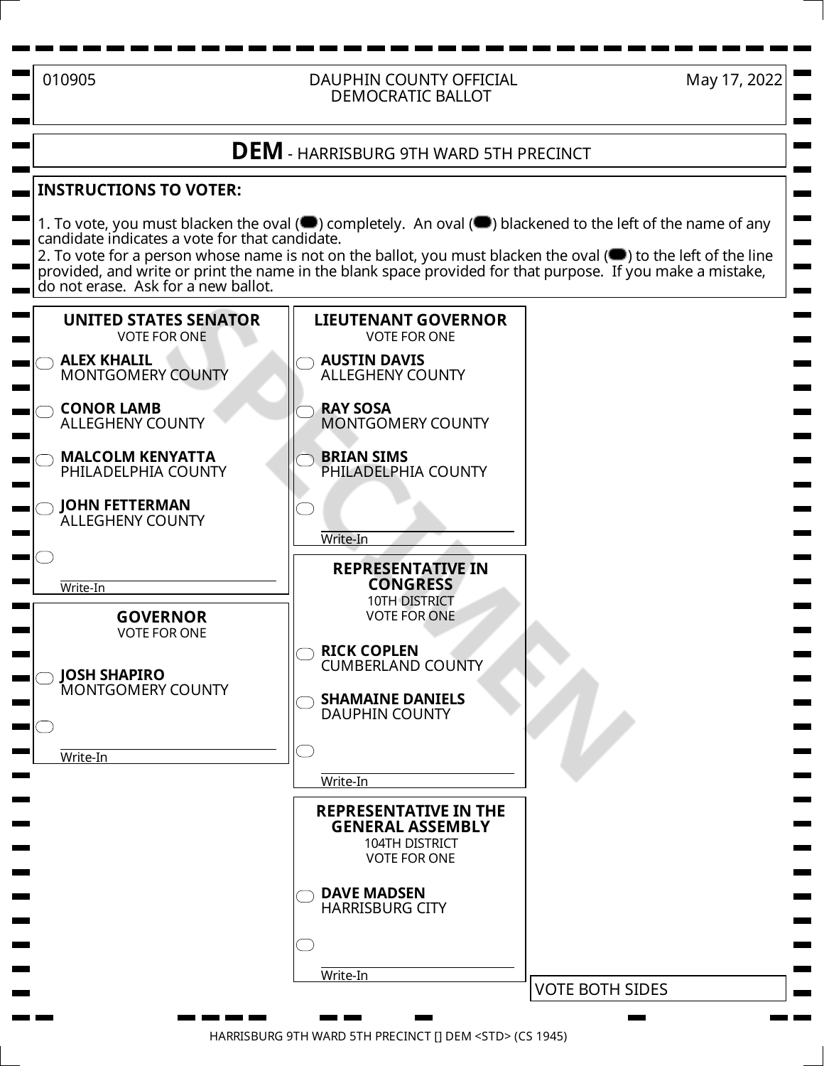010905

DAUPHIN COUNTY OFFICIAL
DEMOCRATIC BALLOT

May 17, 2022

# DEM - HARRISBURG 9TH WARD 5TH PRECINCT

**INSTRUCTIONS TO VOTER:**

1. To vote, you must blacken the oval (⬬) completely. An oval (⬬) blackened to the left of the name of any candidate indicates a vote for that candidate.
2. To vote for a person whose name is not on the ballot, you must blacken the oval (⬬) to the left of the line provided, and write or print the name in the blank space provided for that purpose. If you make a mistake, do not erase. Ask for a new ballot.

## UNITED STATES SENATOR
VOTE FOR ONE

- ⬭ **ALEX KHALIL** MONTGOMERY COUNTY
- ⬭ **CONOR LAMB** ALLEGHENY COUNTY
- ⬭ **MALCOLM KENYATTA** PHILADELPHIA COUNTY
- ⬭ **JOHN FETTERMAN** ALLEGHENY COUNTY
- ⬭ ____________ Write-In

## GOVERNOR
VOTE FOR ONE

- ⬭ **JOSH SHAPIRO** MONTGOMERY COUNTY
- ⬭ ____________ Write-In

## LIEUTENANT GOVERNOR
VOTE FOR ONE

- ⬭ **AUSTIN DAVIS** ALLEGHENY COUNTY
- ⬭ **RAY SOSA** MONTGOMERY COUNTY
- ⬭ **BRIAN SIMS** PHILADELPHIA COUNTY
- ⬭ ____________ Write-In

## REPRESENTATIVE IN CONGRESS
10TH DISTRICT
VOTE FOR ONE

- ⬭ **RICK COPLEN** CUMBERLAND COUNTY
- ⬭ **SHAMAINE DANIELS** DAUPHIN COUNTY
- ⬭ ____________ Write-In

## REPRESENTATIVE IN THE GENERAL ASSEMBLY
104TH DISTRICT
VOTE FOR ONE

- ⬭ **DAVE MADSEN** HARRISBURG CITY
- ⬭ ____________ Write-In

VOTE BOTH SIDES

HARRISBURG 9TH WARD 5TH PRECINCT [] DEM <STD> (CS 1945)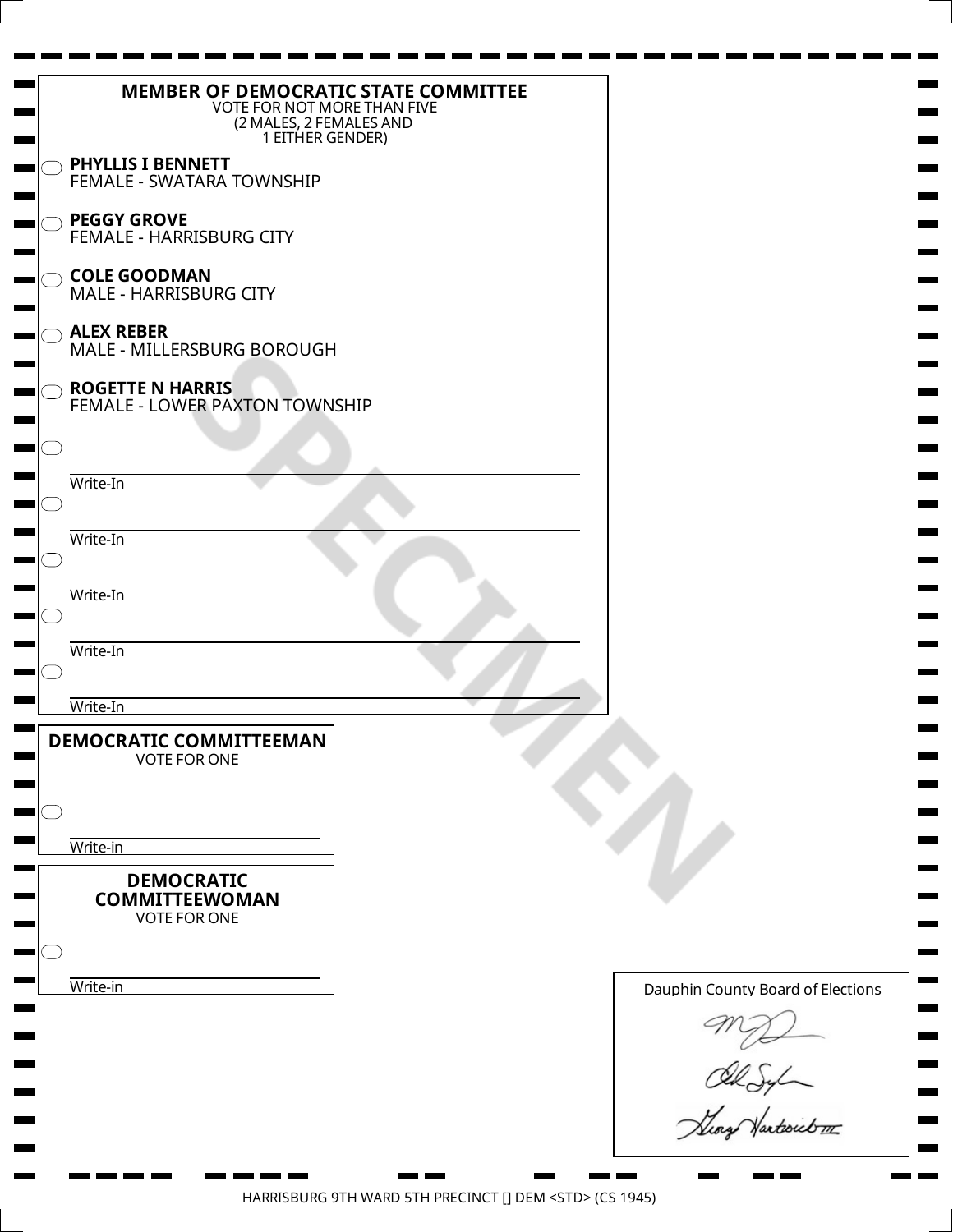## MEMBER OF DEMOCRATIC STATE COMMITTEE

VOTE FOR NOT MORE THAN FIVE
(2 MALES, 2 FEMALES AND
1 EITHER GENDER)

- **PHYLLIS I BENNETT**
  FEMALE - SWATARA TOWNSHIP
- **PEGGY GROVE**
  FEMALE - HARRISBURG CITY
- **COLE GOODMAN**
  MALE - HARRISBURG CITY
- **ALEX REBER**
  MALE - MILLERSBURG BOROUGH
- **ROGETTE N HARRIS**
  FEMALE - LOWER PAXTON TOWNSHIP
- Write-In
- Write-In
- Write-In
- Write-In
- Write-In

## DEMOCRATIC COMMITTEEMAN

VOTE FOR ONE

- Write-in

## DEMOCRATIC COMMITTEEWOMAN

VOTE FOR ONE

- Write-in

SPECIMEN

Dauphin County Board of Elections

HARRISBURG 9TH WARD 5TH PRECINCT [] DEM <STD> (CS 1945)